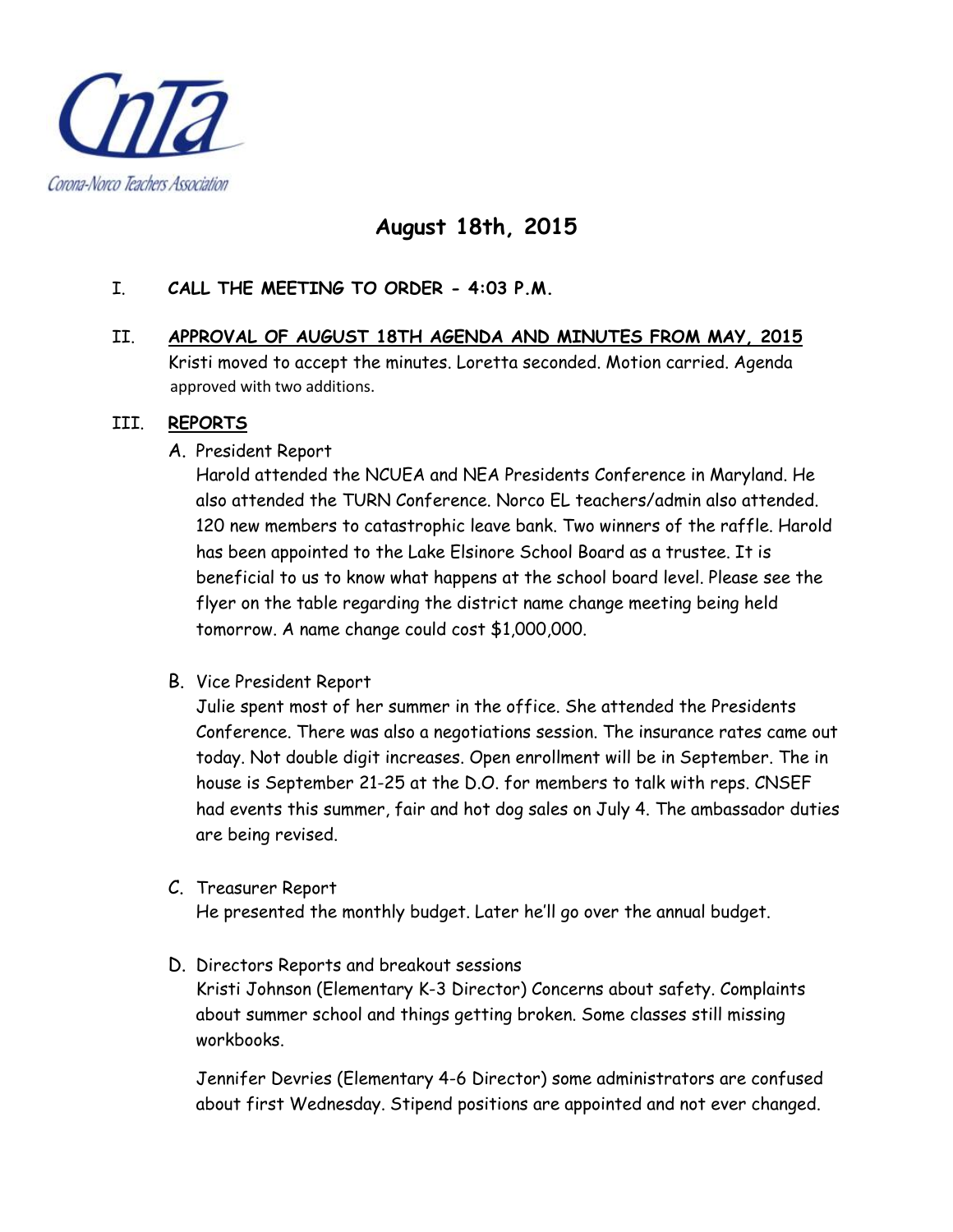CnTa

Corona-Norco Teachers Association

# August 18th, 2015

I. **CALL THE MEETING TO ORDER - 4:03 P.M.**

II. **APPROVAL OF AUGUST 18TH AGENDA AND MINUTES FROM MAY, 2015**

Kristi moved to accept the minutes. Loretta seconded. Motion carried. Agenda approved with two additions.

III. **REPORTS**

A. President Report

Harold attended the NCUEA and NEA Presidents Conference in Maryland. He also attended the TURN Conference. Norco EL teachers/admin also attended. 120 new members to catastrophic leave bank. Two winners of the raffle. Harold has been appointed to the Lake Elsinore School Board as a trustee. It is beneficial to us to know what happens at the school board level. Please see the flyer on the table regarding the district name change meeting being held tomorrow. A name change could cost $1,000,000.

B. Vice President Report

Julie spent most of her summer in the office. She attended the Presidents Conference. There was also a negotiations session. The insurance rates came out today. Not double digit increases. Open enrollment will be in September. The in house is September 21-25 at the D.O. for members to talk with reps. CNSEF had events this summer, fair and hot dog sales on July 4. The ambassador duties are being revised.

C. Treasurer Report

He presented the monthly budget. Later he'll go over the annual budget.

D. Directors Reports and breakout sessions

Kristi Johnson (Elementary K-3 Director) Concerns about safety. Complaints about summer school and things getting broken. Some classes still missing workbooks.

Jennifer Devries (Elementary 4-6 Director) some administrators are confused about first Wednesday. Stipend positions are appointed and not ever changed.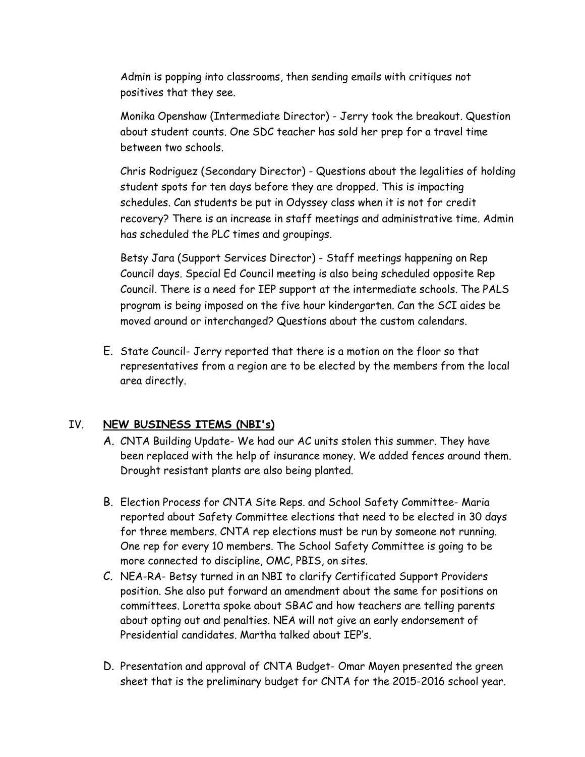Admin is popping into classrooms, then sending emails with critiques not positives that they see.

Monika Openshaw (Intermediate Director) - Jerry took the breakout. Question about student counts. One SDC teacher has sold her prep for a travel time between two schools.

Chris Rodriguez (Secondary Director) - Questions about the legalities of holding student spots for ten days before they are dropped. This is impacting schedules. Can students be put in Odyssey class when it is not for credit recovery? There is an increase in staff meetings and administrative time. Admin has scheduled the PLC times and groupings.

Betsy Jara (Support Services Director) - Staff meetings happening on Rep Council days. Special Ed Council meeting is also being scheduled opposite Rep Council. There is a need for IEP support at the intermediate schools. The PALS program is being imposed on the five hour kindergarten. Can the SCI aides be moved around or interchanged? Questions about the custom calendars.

E. State Council- Jerry reported that there is a motion on the floor so that representatives from a region are to be elected by the members from the local area directly.

## IV. **NEW BUSINESS ITEMS (NBI's)**

A. CNTA Building Update- We had our AC units stolen this summer. They have been replaced with the help of insurance money. We added fences around them. Drought resistant plants are also being planted.

B. Election Process for CNTA Site Reps. and School Safety Committee- Maria reported about Safety Committee elections that need to be elected in 30 days for three members. CNTA rep elections must be run by someone not running. One rep for every 10 members. The School Safety Committee is going to be more connected to discipline, OMC, PBIS, on sites.

C. NEA-RA- Betsy turned in an NBI to clarify Certificated Support Providers position. She also put forward an amendment about the same for positions on committees. Loretta spoke about SBAC and how teachers are telling parents about opting out and penalties. NEA will not give an early endorsement of Presidential candidates. Martha talked about IEP's.

D. Presentation and approval of CNTA Budget- Omar Mayen presented the green sheet that is the preliminary budget for CNTA for the 2015-2016 school year.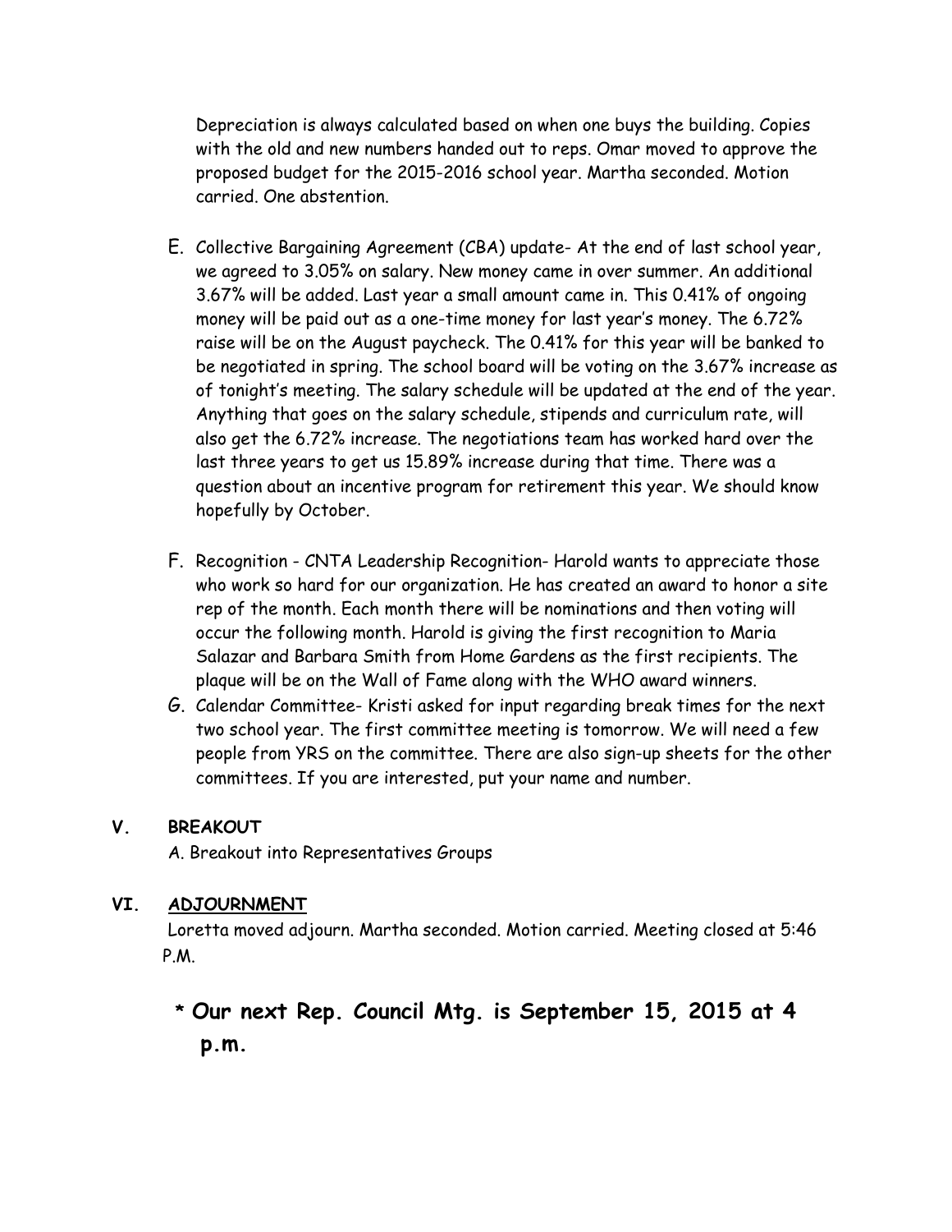Depreciation is always calculated based on when one buys the building. Copies with the old and new numbers handed out to reps. Omar moved to approve the proposed budget for the 2015-2016 school year. Martha seconded. Motion carried. One abstention.

E. Collective Bargaining Agreement (CBA) update- At the end of last school year, we agreed to 3.05% on salary. New money came in over summer. An additional 3.67% will be added. Last year a small amount came in. This 0.41% of ongoing money will be paid out as a one-time money for last year's money. The 6.72% raise will be on the August paycheck. The 0.41% for this year will be banked to be negotiated in spring. The school board will be voting on the 3.67% increase as of tonight's meeting. The salary schedule will be updated at the end of the year. Anything that goes on the salary schedule, stipends and curriculum rate, will also get the 6.72% increase. The negotiations team has worked hard over the last three years to get us 15.89% increase during that time. There was a question about an incentive program for retirement this year. We should know hopefully by October.

F. Recognition - CNTA Leadership Recognition- Harold wants to appreciate those who work so hard for our organization. He has created an award to honor a site rep of the month. Each month there will be nominations and then voting will occur the following month. Harold is giving the first recognition to Maria Salazar and Barbara Smith from Home Gardens as the first recipients. The plaque will be on the Wall of Fame along with the WHO award winners.

G. Calendar Committee- Kristi asked for input regarding break times for the next two school year. The first committee meeting is tomorrow. We will need a few people from YRS on the committee. There are also sign-up sheets for the other committees. If you are interested, put your name and number.

## V. BREAKOUT

A. Breakout into Representatives Groups

## VI. <u>ADJOURNMENT</u>

Loretta moved adjourn. Martha seconded. Motion carried. Meeting closed at 5:46 P.M.

**\* Our next Rep. Council Mtg. is September 15, 2015 at 4 p.m.**